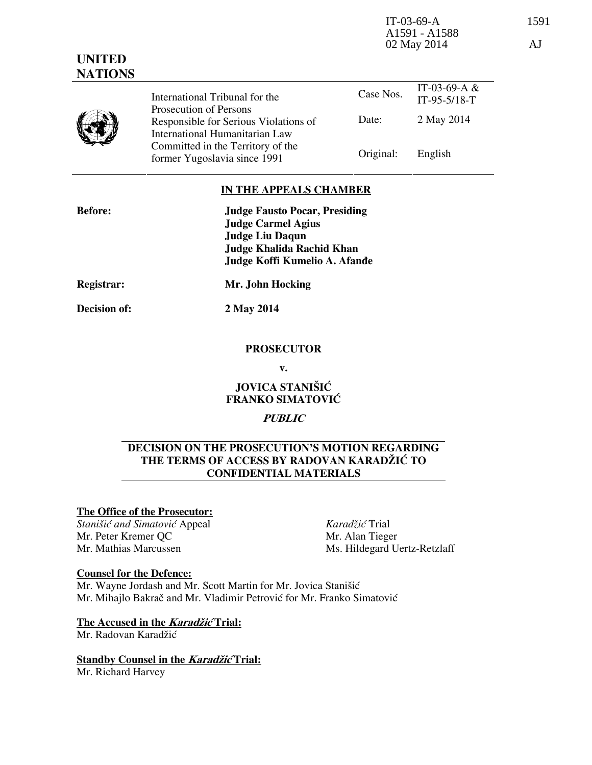IT-03-69-A 1591
A1591 - A1588
02 May 2014 AJ

**UNITED NATIONS**

| | International Tribunal for the Prosecution of Persons Responsible for Serious Violations of International Humanitarian Law Committed in the Territory of the former Yugoslavia since 1991 | Case Nos. | IT-03-69-A & IT-95-5/18-T |
|---|---|---|---|
| | | Date: | 2 May 2014 |
| | | Original: | English |

## IN THE APPEALS CHAMBER

**Before:**
**Judge Fausto Pocar, Presiding**
**Judge Carmel Agius**
**Judge Liu Daqun**
**Judge Khalida Rachid Khan**
**Judge Koffi Kumelio A. Afanđe**

**Registrar:** **Mr. John Hocking**

**Decision of:** **2 May 2014**

**PROSECUTOR**

**v.**

**JOVICA STANIŠIĆ**
**FRANKO SIMATOVIĆ**

***PUBLIC***

## DECISION ON THE PROSECUTION'S MOTION REGARDING THE TERMS OF ACCESS BY RADOVAN KARADŽIĆ TO CONFIDENTIAL MATERIALS

**The Office of the Prosecutor:**

*Stanišić and Simatović* Appeal
Mr. Peter Kremer QC
Mr. Mathias Marcussen

*Karadžić* Trial
Mr. Alan Tieger
Ms. Hildegard Uertz-Retzlaff

**Counsel for the Defence:**

Mr. Wayne Jordash and Mr. Scott Martin for Mr. Jovica Stanišić
Mr. Mihajlo Bakrač and Mr. Vladimir Petrović for Mr. Franko Simatović

**The Accused in the *Karadžić* Trial:**

Mr. Radovan Karadžić

**Standby Counsel in the *Karadžić* Trial:**

Mr. Richard Harvey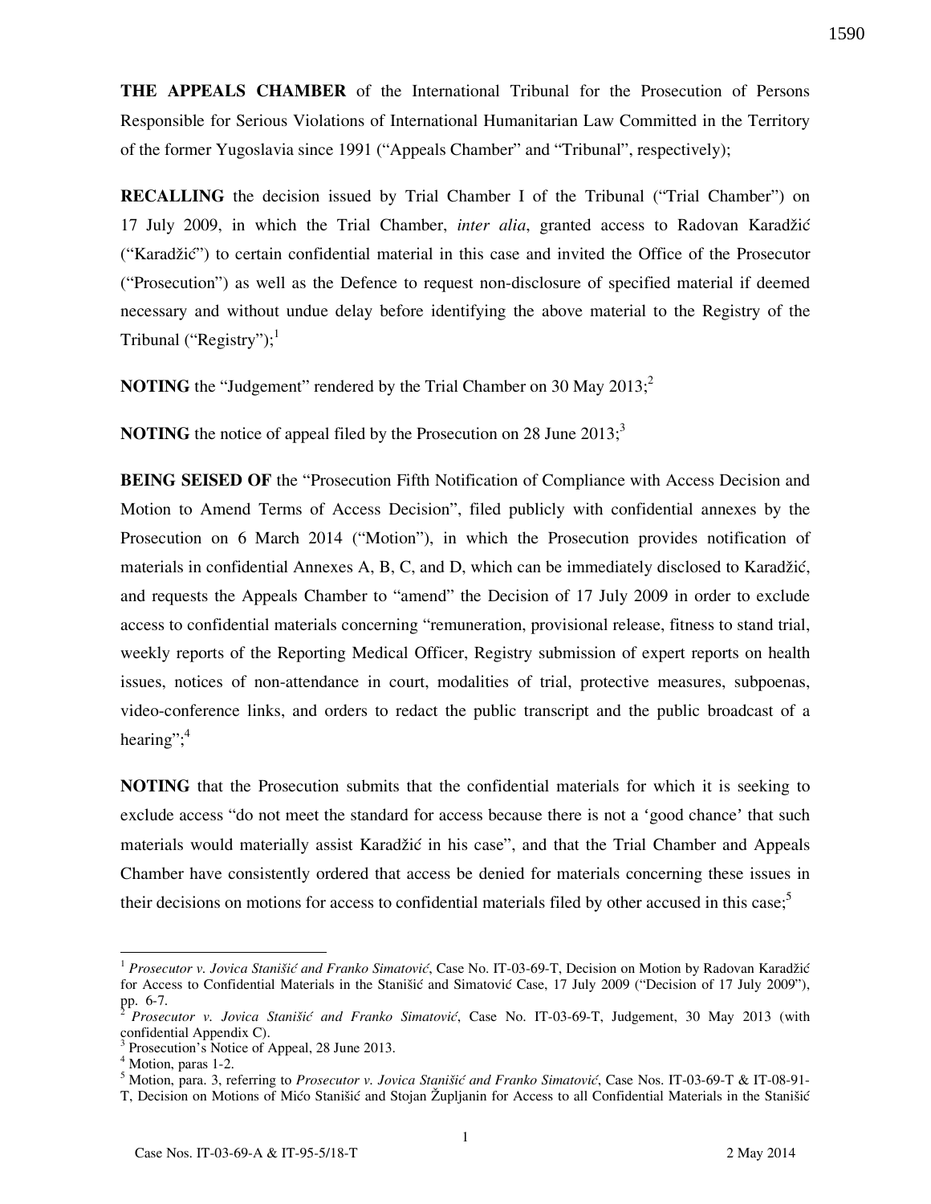**THE APPEALS CHAMBER** of the International Tribunal for the Prosecution of Persons Responsible for Serious Violations of International Humanitarian Law Committed in the Territory of the former Yugoslavia since 1991 ("Appeals Chamber" and "Tribunal", respectively);

**RECALLING** the decision issued by Trial Chamber I of the Tribunal ("Trial Chamber") on 17 July 2009, in which the Trial Chamber, *inter alia*, granted access to Radovan Karadžić ("Karadžić") to certain confidential material in this case and invited the Office of the Prosecutor ("Prosecution") as well as the Defence to request non-disclosure of specified material if deemed necessary and without undue delay before identifying the above material to the Registry of the Tribunal ("Registry");[1]

**NOTING** the "Judgement" rendered by the Trial Chamber on 30 May 2013;[2]

**NOTING** the notice of appeal filed by the Prosecution on 28 June 2013;[3]

**BEING SEISED OF** the "Prosecution Fifth Notification of Compliance with Access Decision and Motion to Amend Terms of Access Decision", filed publicly with confidential annexes by the Prosecution on 6 March 2014 ("Motion"), in which the Prosecution provides notification of materials in confidential Annexes A, B, C, and D, which can be immediately disclosed to Karadžić, and requests the Appeals Chamber to "amend" the Decision of 17 July 2009 in order to exclude access to confidential materials concerning "remuneration, provisional release, fitness to stand trial, weekly reports of the Reporting Medical Officer, Registry submission of expert reports on health issues, notices of non-attendance in court, modalities of trial, protective measures, subpoenas, video-conference links, and orders to redact the public transcript and the public broadcast of a hearing";[4]

**NOTING** that the Prosecution submits that the confidential materials for which it is seeking to exclude access "do not meet the standard for access because there is not a 'good chance' that such materials would materially assist Karadžić in his case", and that the Trial Chamber and Appeals Chamber have consistently ordered that access be denied for materials concerning these issues in their decisions on motions for access to confidential materials filed by other accused in this case;[5]

---

[1] *Prosecutor v. Jovica Stanišić and Franko Simatović*, Case No. IT-03-69-T, Decision on Motion by Radovan Karadžić for Access to Confidential Materials in the Stanišić and Simatović Case, 17 July 2009 ("Decision of 17 July 2009"), pp. 6-7.

[2] *Prosecutor v. Jovica Stanišić and Franko Simatović*, Case No. IT-03-69-T, Judgement, 30 May 2013 (with confidential Appendix C).

[3] Prosecution's Notice of Appeal, 28 June 2013.

[4] Motion, paras 1-2.

[5] Motion, para. 3, referring to *Prosecutor v. Jovica Stanišić and Franko Simatović*, Case Nos. IT-03-69-T & IT-08-91-T, Decision on Motions of Mićo Stanišić and Stojan Župljanin for Access to all Confidential Materials in the Stanišić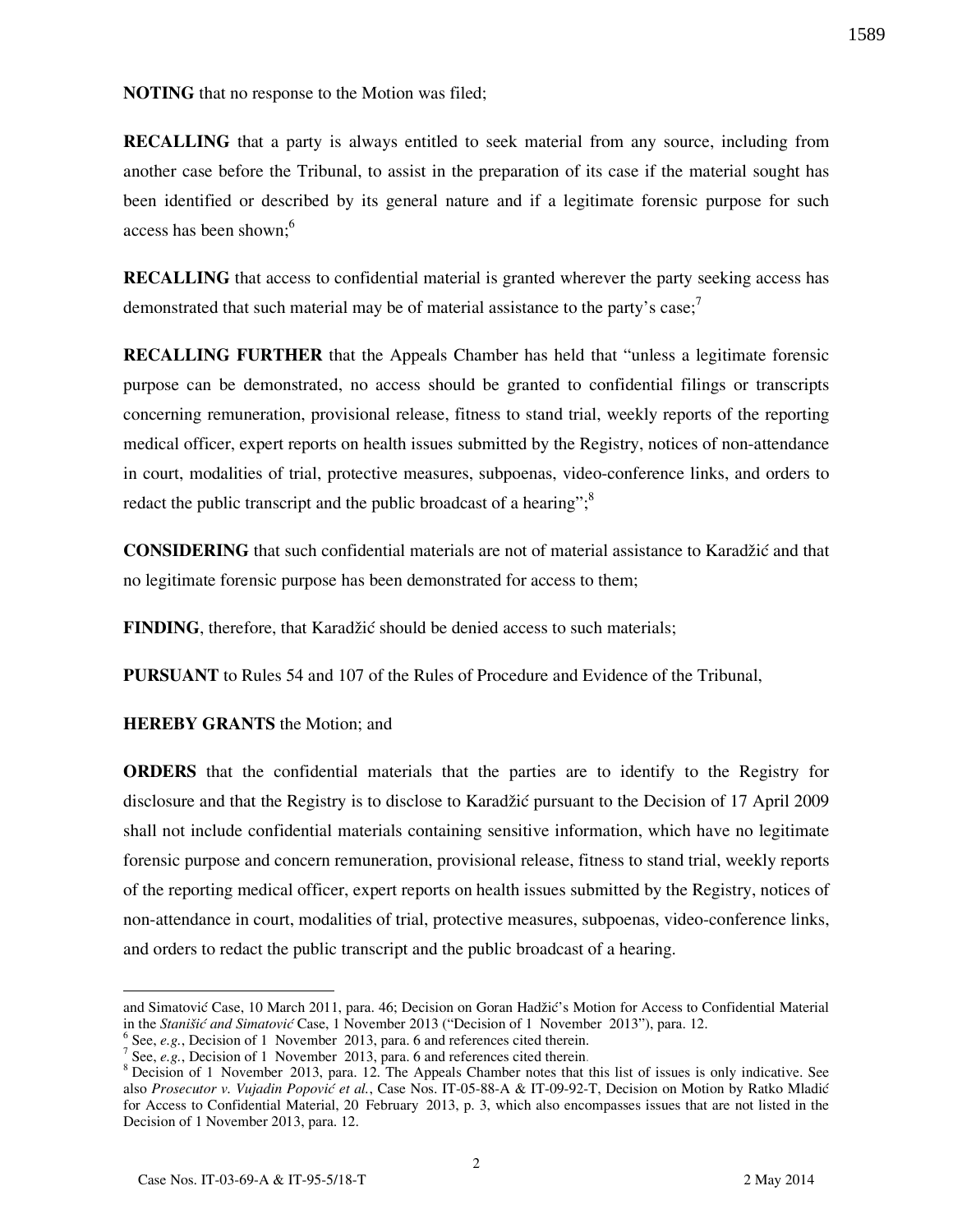**NOTING** that no response to the Motion was filed;

**RECALLING** that a party is always entitled to seek material from any source, including from another case before the Tribunal, to assist in the preparation of its case if the material sought has been identified or described by its general nature and if a legitimate forensic purpose for such access has been shown;[6]

**RECALLING** that access to confidential material is granted wherever the party seeking access has demonstrated that such material may be of material assistance to the party's case;[7]

**RECALLING FURTHER** that the Appeals Chamber has held that "unless a legitimate forensic purpose can be demonstrated, no access should be granted to confidential filings or transcripts concerning remuneration, provisional release, fitness to stand trial, weekly reports of the reporting medical officer, expert reports on health issues submitted by the Registry, notices of non-attendance in court, modalities of trial, protective measures, subpoenas, video-conference links, and orders to redact the public transcript and the public broadcast of a hearing";[8]

**CONSIDERING** that such confidential materials are not of material assistance to Karadžić and that no legitimate forensic purpose has been demonstrated for access to them;

**FINDING**, therefore, that Karadžić should be denied access to such materials;

**PURSUANT** to Rules 54 and 107 of the Rules of Procedure and Evidence of the Tribunal,

**HEREBY GRANTS** the Motion; and

**ORDERS** that the confidential materials that the parties are to identify to the Registry for disclosure and that the Registry is to disclose to Karadžić pursuant to the Decision of 17 April 2009 shall not include confidential materials containing sensitive information, which have no legitimate forensic purpose and concern remuneration, provisional release, fitness to stand trial, weekly reports of the reporting medical officer, expert reports on health issues submitted by the Registry, notices of non-attendance in court, modalities of trial, protective measures, subpoenas, video-conference links, and orders to redact the public transcript and the public broadcast of a hearing.

---

and Simatović Case, 10 March 2011, para. 46; Decision on Goran Hadžić's Motion for Access to Confidential Material in the *Stanišić and Simatović* Case, 1 November 2013 ("Decision of 1 November 2013"), para. 12.

[6] See, *e.g.*, Decision of 1 November 2013, para. 6 and references cited therein.

[7] See, *e.g.*, Decision of 1 November 2013, para. 6 and references cited therein.

[8] Decision of 1 November 2013, para. 12. The Appeals Chamber notes that this list of issues is only indicative. See also *Prosecutor v. Vujadin Popović et al.*, Case Nos. IT-05-88-A & IT-09-92-T, Decision on Motion by Ratko Mladić for Access to Confidential Material, 20 February 2013, p. 3, which also encompasses issues that are not listed in the Decision of 1 November 2013, para. 12.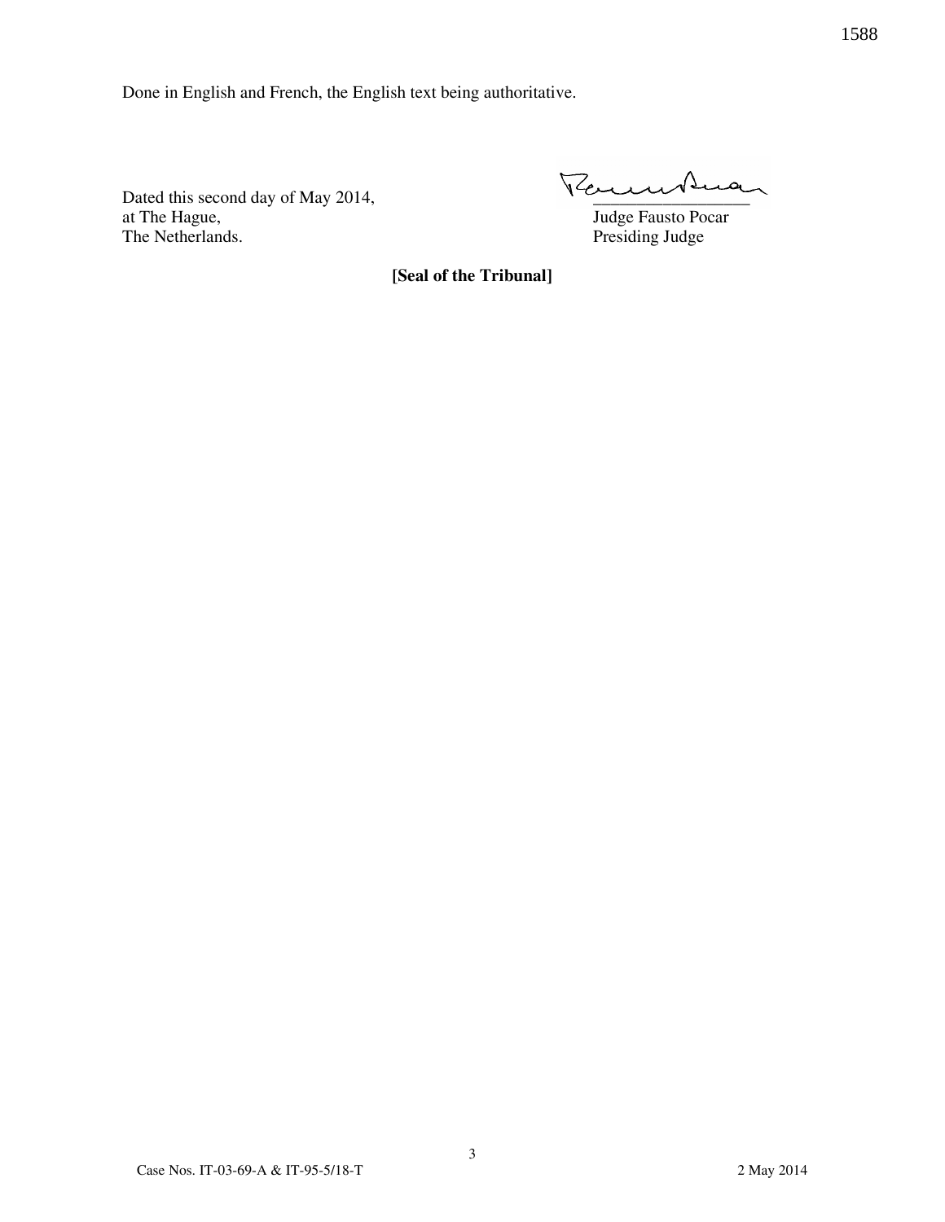Done in English and French, the English text being authoritative.

Dated this second day of May 2014,
at The Hague,
The Netherlands.

Judge Fausto Pocar
Presiding Judge

**[Seal of the Tribunal]**